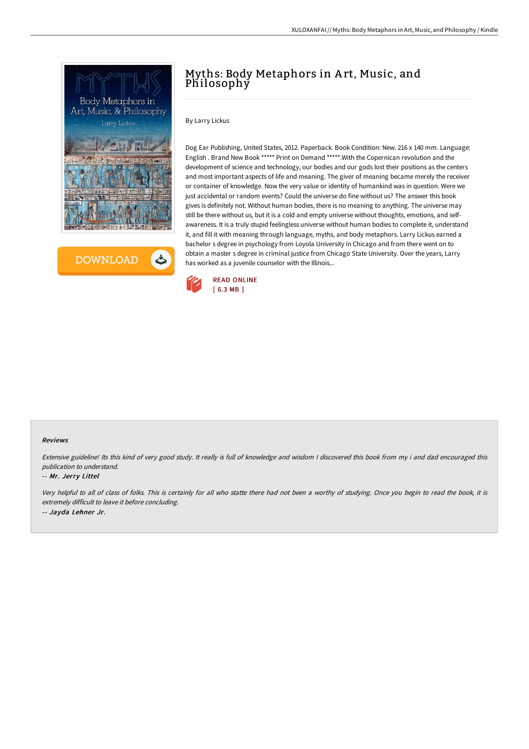# Myths: Body Metaphors in Art, Music, and Philosophy

By Larry Lickus

Dog Ear Publishing, United States, 2012. Paperback. Book Condition: New. 216 x 140 mm. Language: English . Brand New Book ***** Print on Demand *****.With the Copernican revolution and the development of science and technology, our bodies and our gods lost their positions as the centers and most important aspects of life and meaning. The giver of meaning became merely the receiver or container of knowledge. Now the very value or identity of humankind was in question. Were we just accidental or random events? Could the universe do fine without us? The answer this book gives is definitely not. Without human bodies, there is no meaning to anything. The universe may still be there without us, but it is a cold and empty universe without thoughts, emotions, and self-awareness. It is a truly stupid feelingless universe without human bodies to complete it, understand it, and fill it with meaning through language, myths, and body metaphors. Larry Lickus earned a bachelor s degree in psychology from Loyola University in Chicago and from there went on to obtain a master s degree in criminal justice from Chicago State University. Over the years, Larry has worked as a juvenile counselor with the Illinois...

READ ONLINE
[ 6.3 MB ]

DOWNLOAD

#### Reviews

*Extensive guideline! Its this kind of very good study. It really is full of knowledge and wisdom I discovered this book from my i and dad encouraged this publication to understand.*

-- *Mr. Jerry Littel*

*Very helpful to all of class of folks. This is certainly for all who statte there had not been a worthy of studying. Once you begin to read the book, it is extremely difficult to leave it before concluding.*

-- *Jayda Lehner Jr.*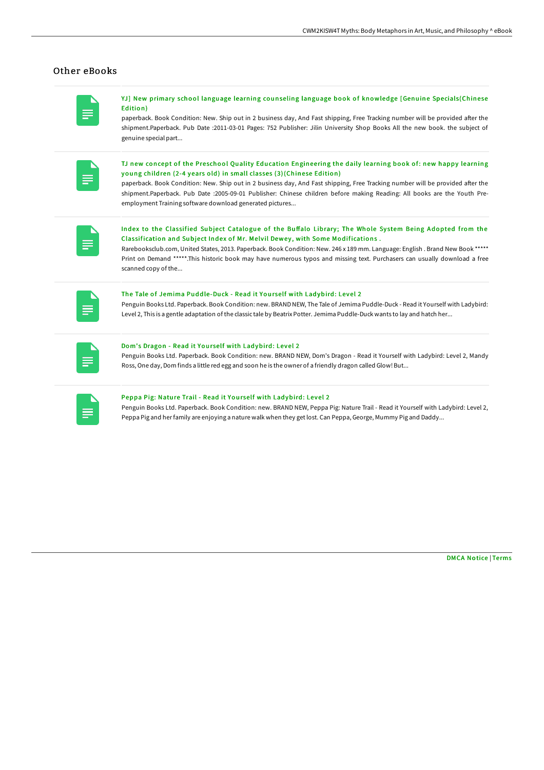## Other eBooks

**YJ] New primary school language learning counseling language book of knowledge [Genuine Specials(Chinese Edition)**

paperback. Book Condition: New. Ship out in 2 business day, And Fast shipping, Free Tracking number will be provided after the shipment.Paperback. Pub Date :2011-03-01 Pages: 752 Publisher: Jilin University Shop Books All the new book. the subject of genuine special part...

**TJ new concept of the Preschool Quality Education Engineering the daily learning book of: new happy learning young children (2-4 years old) in small classes (3)(Chinese Edition)**

paperback. Book Condition: New. Ship out in 2 business day, And Fast shipping, Free Tracking number will be provided after the shipment.Paperback. Pub Date :2005-09-01 Publisher: Chinese children before making Reading: All books are the Youth Pre-employment Training software download generated pictures...

**Index to the Classified Subject Catalogue of the Buffalo Library; The Whole System Being Adopted from the Classification and Subject Index of Mr. Melvil Dewey, with Some Modifications .**

Rarebooksclub.com, United States, 2013. Paperback. Book Condition: New. 246 x 189 mm. Language: English . Brand New Book ***** Print on Demand *****.This historic book may have numerous typos and missing text. Purchasers can usually download a free scanned copy of the...

**The Tale of Jemima Puddle-Duck - Read it Yourself with Ladybird: Level 2**

Penguin Books Ltd. Paperback. Book Condition: new. BRAND NEW, The Tale of Jemima Puddle-Duck - Read it Yourself with Ladybird: Level 2, This is a gentle adaptation of the classic tale by Beatrix Potter. Jemima Puddle-Duck wants to lay and hatch her...

**Dom's Dragon - Read it Yourself with Ladybird: Level 2**

Penguin Books Ltd. Paperback. Book Condition: new. BRAND NEW, Dom's Dragon - Read it Yourself with Ladybird: Level 2, Mandy Ross, One day, Dom finds a little red egg and soon he is the owner of a friendly dragon called Glow! But...

**Peppa Pig: Nature Trail - Read it Yourself with Ladybird: Level 2**

Penguin Books Ltd. Paperback. Book Condition: new. BRAND NEW, Peppa Pig: Nature Trail - Read it Yourself with Ladybird: Level 2, Peppa Pig and her family are enjoying a nature walk when they get lost. Can Peppa, George, Mummy Pig and Daddy...